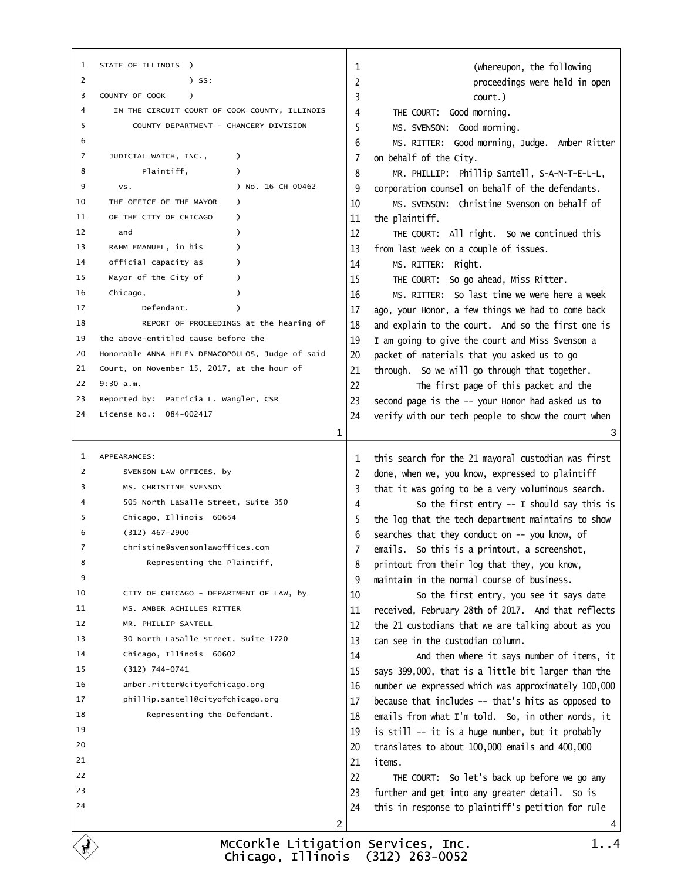STATE OF ILLINOIS )
) SS:
COUNTY OF COOK )

IN THE CIRCUIT COURT OF COOK COUNTY, ILLINOIS
COUNTY DEPARTMENT - CHANCERY DIVISION

JUDICIAL WATCH, INC., )
Plaintiff, )
vs. ) No. 16 CH 00462
THE OFFICE OF THE MAYOR )
OF THE CITY OF CHICAGO )
and )
RAHM EMANUEL, in his )
official capacity as )
Mayor of the City of )
Chicago, )
Defendant. )

REPORT OF PROCEEDINGS at the hearing of the above-entitled cause before the Honorable ANNA HELEN DEMACOPOULOS, Judge of said Court, on November 15, 2017, at the hour of 9:30 a.m.

Reported by: Patricia L. Wangler, CSR
License No.: 084-002417

APPEARANCES:

SVENSON LAW OFFICES, by
MS. CHRISTINE SVENSON
505 North LaSalle Street, Suite 350
Chicago, Illinois 60654
(312) 467-2900
christine@svensonlawoffices.com
Representing the Plaintiff,

CITY OF CHICAGO - DEPARTMENT OF LAW, by
MS. AMBER ACHILLES RITTER
MR. PHILLIP SANTELL
30 North LaSalle Street, Suite 1720
Chicago, Illinois 60602
(312) 744-0741
amber.ritter@cityofchicago.org
phillip.santell@cityofchicago.org
Representing the Defendant.

(Whereupon, the following proceedings were held in open court.)

THE COURT: Good morning.

MS. SVENSON: Good morning.

MS. RITTER: Good morning, Judge. Amber Ritter on behalf of the City.

MR. PHILLIP: Phillip Santell, S-A-N-T-E-L-L, corporation counsel on behalf of the defendants.

MS. SVENSON: Christine Svenson on behalf of the plaintiff.

THE COURT: All right. So we continued this from last week on a couple of issues.

MS. RITTER: Right.

THE COURT: So go ahead, Miss Ritter.

MS. RITTER: So last time we were here a week ago, your Honor, a few things we had to come back and explain to the court. And so the first one is I am going to give the court and Miss Svenson a packet of materials that you asked us to go through. So we will go through that together.

The first page of this packet and the second page is the -- your Honor had asked us to verify with our tech people to show the court when this search for the 21 mayoral custodian was first done, when we, you know, expressed to plaintiff that it was going to be a very voluminous search.

So the first entry -- I should say this is the log that the tech department maintains to show searches that they conduct on -- you know, of emails. So this is a printout, a screenshot, printout from their log that they, you know, maintain in the normal course of business.

So the first entry, you see it says date received, February 28th of 2017. And that reflects the 21 custodians that we are talking about as you can see in the custodian column.

And then where it says number of items, it says 399,000, that is a little bit larger than the number we expressed which was approximately 100,000 because that includes -- that's hits as opposed to emails from what I'm told. So, in other words, it is still -- it is a huge number, but it probably translates to about 100,000 emails and 400,000 items.

THE COURT: So let's back up before we go any further and get into any greater detail. So is this in response to plaintiff's petition for rule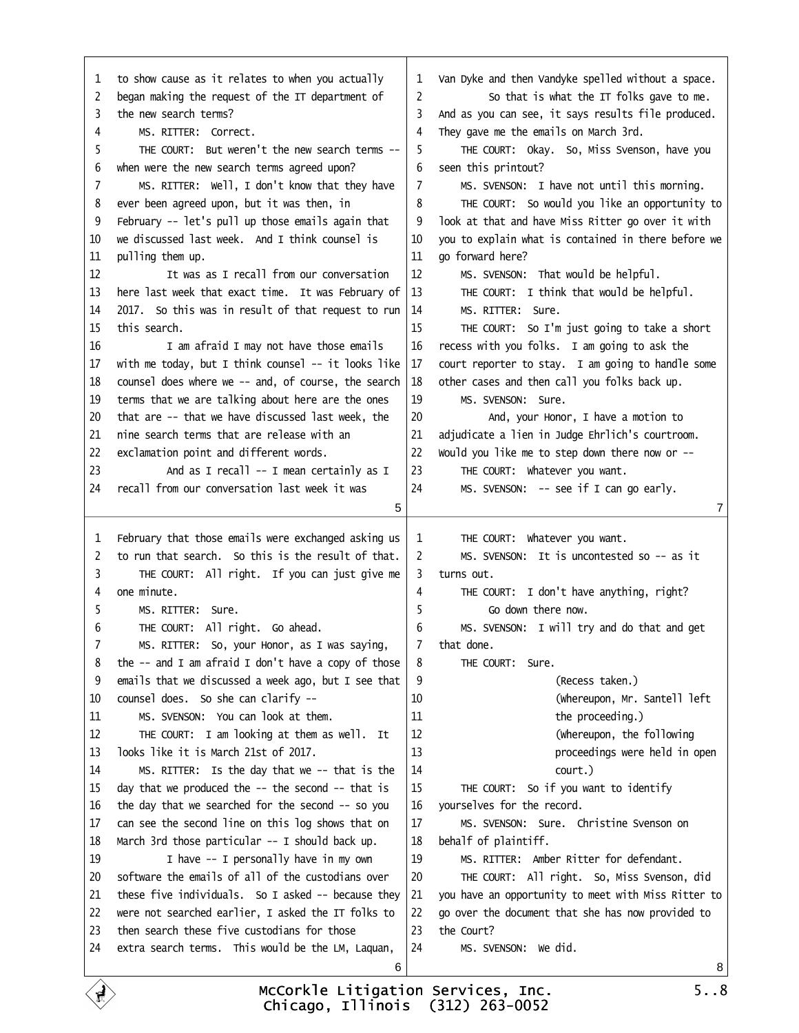to show cause as it relates to when you actually began making the request of the IT department of the new search terms?

MS. RITTER: Correct.

THE COURT: But weren't the new search terms -- when were the new search terms agreed upon?

MS. RITTER: Well, I don't know that they have ever been agreed upon, but it was then, in February -- let's pull up those emails again that we discussed last week. And I think counsel is pulling them up.

It was as I recall from our conversation here last week that exact time. It was February of 2017. So this was in result of that request to run this search.

I am afraid I may not have those emails with me today, but I think counsel -- it looks like counsel does where we -- and, of course, the search terms that we are talking about here are the ones that are -- that we have discussed last week, the nine search terms that are release with an exclamation point and different words.

And as I recall -- I mean certainly as I recall from our conversation last week it was February that those emails were exchanged asking us to run that search. So this is the result of that.

THE COURT: All right. If you can just give me one minute.

MS. RITTER: Sure.

THE COURT: All right. Go ahead.

MS. RITTER: So, your Honor, as I was saying, the -- and I am afraid I don't have a copy of those emails that we discussed a week ago, but I see that counsel does. So she can clarify --

MS. SVENSON: You can look at them.

THE COURT: I am looking at them as well. It looks like it is March 21st of 2017.

MS. RITTER: Is the day that we -- that is the day that we produced the -- the second -- that is the day that we searched for the second -- so you can see the second line on this log shows that on March 3rd those particular -- I should back up.

I have -- I personally have in my own software the emails of all of the custodians over these five individuals. So I asked -- because they were not searched earlier, I asked the IT folks to then search these five custodians for those extra search terms. This would be the LM, Laquan, Van Dyke and then Vandyke spelled without a space.

So that is what the IT folks gave to me. And as you can see, it says results file produced. They gave me the emails on March 3rd.

THE COURT: Okay. So, Miss Svenson, have you seen this printout?

MS. SVENSON: I have not until this morning.

THE COURT: So would you like an opportunity to look at that and have Miss Ritter go over it with you to explain what is contained in there before we go forward here?

MS. SVENSON: That would be helpful.

THE COURT: I think that would be helpful.

MS. RITTER: Sure.

THE COURT: So I'm just going to take a short recess with you folks. I am going to ask the court reporter to stay. I am going to handle some other cases and then call you folks back up.

MS. SVENSON: Sure.

And, your Honor, I have a motion to adjudicate a lien in Judge Ehrlich's courtroom. Would you like me to step down there now or --

THE COURT: Whatever you want.

MS. SVENSON: -- see if I can go early.

THE COURT: Whatever you want.

MS. SVENSON: It is uncontested so -- as it turns out.

THE COURT: I don't have anything, right?

Go down there now.

MS. SVENSON: I will try and do that and get that done.

THE COURT: Sure.

(Recess taken.)

(Whereupon, Mr. Santell left the proceeding.)

(Whereupon, the following proceedings were held in open court.)

THE COURT: So if you want to identify yourselves for the record.

MS. SVENSON: Sure. Christine Svenson on behalf of plaintiff.

MS. RITTER: Amber Ritter for defendant.

THE COURT: All right. So, Miss Svenson, did you have an opportunity to meet with Miss Ritter to go over the document that she has now provided to the Court?

MS. SVENSON: We did.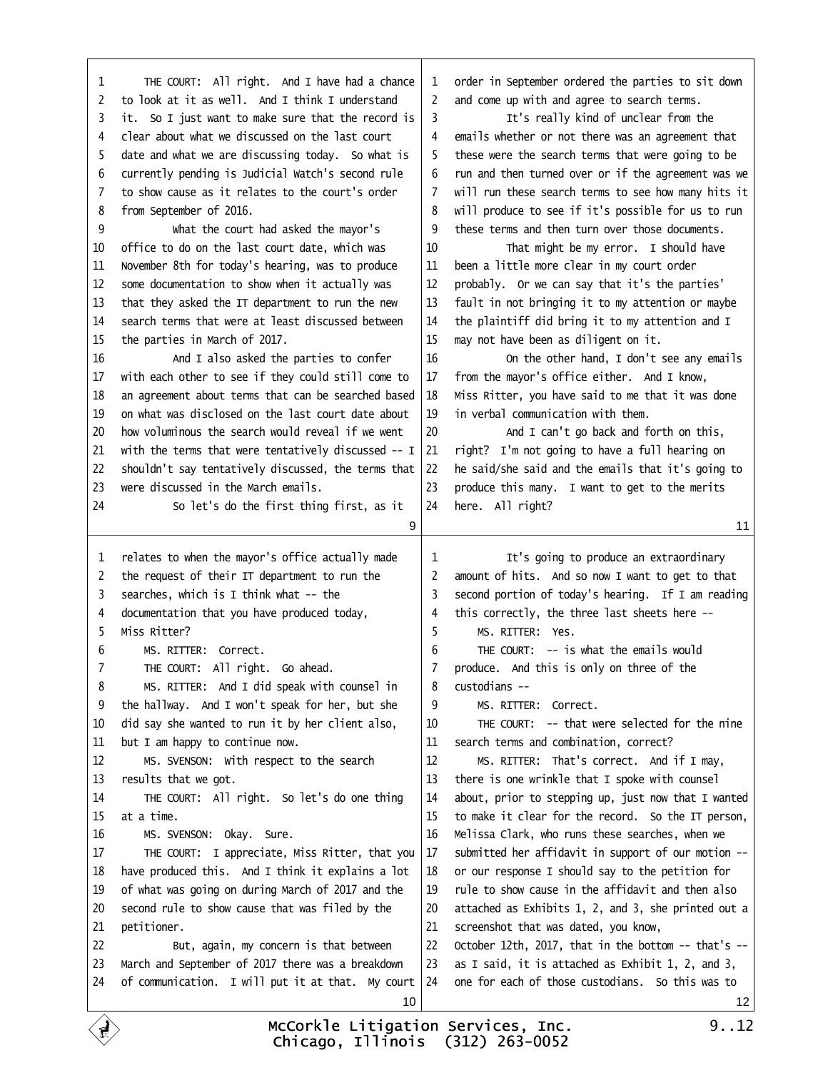THE COURT: All right. And I have had a chance to look at it as well. And I think I understand it. So I just want to make sure that the record is clear about what we discussed on the last court date and what we are discussing today. So what is currently pending is Judicial Watch's second rule to show cause as it relates to the court's order from September of 2016.

What the court had asked the mayor's office to do on the last court date, which was November 8th for today's hearing, was to produce some documentation to show when it actually was that they asked the IT department to run the new search terms that were at least discussed between the parties in March of 2017.

And I also asked the parties to confer with each other to see if they could still come to an agreement about terms that can be searched based on what was disclosed on the last court date about how voluminous the search would reveal if we went with the terms that were tentatively discussed -- I shouldn't say tentatively discussed, the terms that were discussed in the March emails.

So let's do the first thing first, as it relates to when the mayor's office actually made the request of their IT department to run the searches, which is I think what -- the documentation that you have produced today, Miss Ritter?

MS. RITTER: Correct.

THE COURT: All right. Go ahead.

MS. RITTER: And I did speak with counsel in the hallway. And I won't speak for her, but she did say she wanted to run it by her client also, but I am happy to continue now.

MS. SVENSON: With respect to the search results that we got.

THE COURT: All right. So let's do one thing at a time.

MS. SVENSON: Okay. Sure.

THE COURT: I appreciate, Miss Ritter, that you have produced this. And I think it explains a lot of what was going on during March of 2017 and the second rule to show cause that was filed by the petitioner.

But, again, my concern is that between March and September of 2017 there was a breakdown of communication. I will put it at that. My court order in September ordered the parties to sit down and come up with and agree to search terms.

It's really kind of unclear from the emails whether or not there was an agreement that these were the search terms that were going to be run and then turned over or if the agreement was we will run these search terms to see how many hits it will produce to see if it's possible for us to run these terms and then turn over those documents.

That might be my error. I should have been a little more clear in my court order probably. Or we can say that it's the parties' fault in not bringing it to my attention or maybe the plaintiff did bring it to my attention and I may not have been as diligent on it.

On the other hand, I don't see any emails from the mayor's office either. And I know, Miss Ritter, you have said to me that it was done in verbal communication with them.

And I can't go back and forth on this, right? I'm not going to have a full hearing on he said/she said and the emails that it's going to produce this many. I want to get to the merits here. All right?

It's going to produce an extraordinary amount of hits. And so now I want to get to that second portion of today's hearing. If I am reading this correctly, the three last sheets here --

MS. RITTER: Yes.

THE COURT: -- is what the emails would produce. And this is only on three of the custodians --

MS. RITTER: Correct.

THE COURT: -- that were selected for the nine search terms and combination, correct?

MS. RITTER: That's correct. And if I may, there is one wrinkle that I spoke with counsel about, prior to stepping up, just now that I wanted to make it clear for the record. So the IT person, Melissa Clark, who runs these searches, when we submitted her affidavit in support of our motion -- or our response I should say to the petition for rule to show cause in the affidavit and then also attached as Exhibits 1, 2, and 3, she printed out a screenshot that was dated, you know, October 12th, 2017, that in the bottom -- that's -- as I said, it is attached as Exhibit 1, 2, and 3, one for each of those custodians. So this was to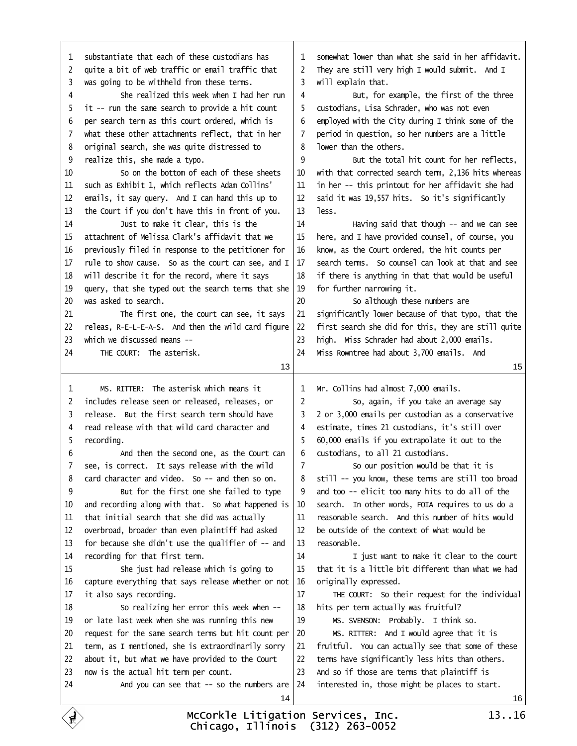substantiate that each of these custodians has quite a bit of web traffic or email traffic that was going to be withheld from these terms.

She realized this week when I had her run it -- run the same search to provide a hit count per search term as this court ordered, which is what these other attachments reflect, that in her original search, she was quite distressed to realize this, she made a typo.

So on the bottom of each of these sheets such as Exhibit 1, which reflects Adam Collins' emails, it say query. And I can hand this up to the Court if you don't have this in front of you.

Just to make it clear, this is the attachment of Melissa Clark's affidavit that we previously filed in response to the petitioner for rule to show cause. So as the court can see, and I will describe it for the record, where it says query, that she typed out the search terms that she was asked to search.

The first one, the court can see, it says releas, R-E-L-E-A-S. And then the wild card figure which we discussed means --

THE COURT: The asterisk.

MS. RITTER: The asterisk which means it includes release seen or released, releases, or release. But the first search term should have read release with that wild card character and recording.

And then the second one, as the Court can see, is correct. It says release with the wild card character and video. So -- and then so on.

But for the first one she failed to type and recording along with that. So what happened is that initial search that she did was actually overbroad, broader than even plaintiff had asked for because she didn't use the qualifier of -- and recording for that first term.

She just had release which is going to capture everything that says release whether or not it also says recording.

So realizing her error this week when -- or late last week when she was running this new request for the same search terms but hit count per term, as I mentioned, she is extraordinarily sorry about it, but what we have provided to the Court now is the actual hit term per count.

And you can see that -- so the numbers are somewhat lower than what she said in her affidavit. They are still very high I would submit. And I will explain that.

But, for example, the first of the three custodians, Lisa Schrader, who was not even employed with the City during I think some of the period in question, so her numbers are a little lower than the others.

But the total hit count for her reflects, with that corrected search term, 2,136 hits whereas in her -- this printout for her affidavit she had said it was 19,557 hits. So it's significantly less.

Having said that though -- and we can see here, and I have provided counsel, of course, you know, as the Court ordered, the hit counts per search terms. So counsel can look at that and see if there is anything in that that would be useful for further narrowing it.

So although these numbers are significantly lower because of that typo, that the first search she did for this, they are still quite high. Miss Schrader had about 2,000 emails. Miss Rowntree had about 3,700 emails. And Mr. Collins had almost 7,000 emails.

So, again, if you take an average say 2 or 3,000 emails per custodian as a conservative estimate, times 21 custodians, it's still over 60,000 emails if you extrapolate it out to the custodians, to all 21 custodians.

So our position would be that it is still -- you know, these terms are still too broad and too -- elicit too many hits to do all of the search. In other words, FOIA requires to us do a reasonable search. And this number of hits would be outside of the context of what would be reasonable.

I just want to make it clear to the court that it is a little bit different than what we had originally expressed.

THE COURT: So their request for the individual hits per term actually was fruitful?

MS. SVENSON: Probably. I think so.

MS. RITTER: And I would agree that it is fruitful. You can actually see that some of these terms have significantly less hits than others. And so if those are terms that plaintiff is interested in, those might be places to start.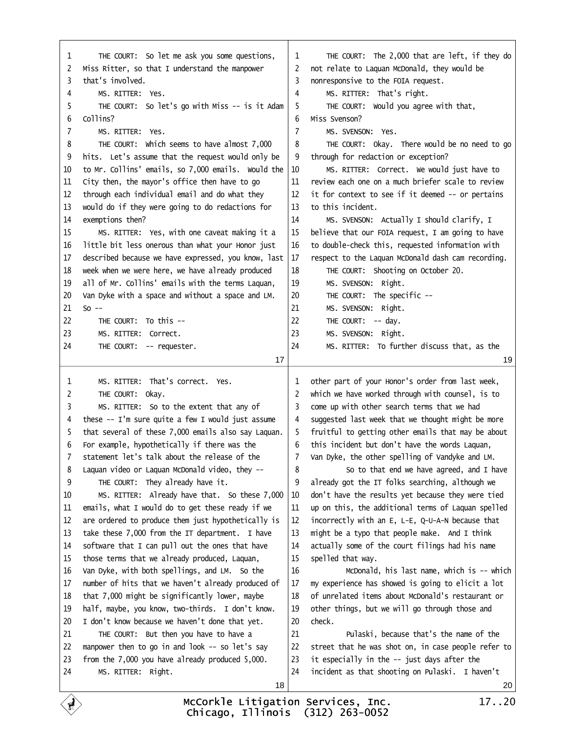THE COURT: So let me ask you some questions, Miss Ritter, so that I understand the manpower that's involved.

MS. RITTER: Yes.

THE COURT: So let's go with Miss -- is it Adam Collins?

MS. RITTER: Yes.

THE COURT: Which seems to have almost 7,000 hits. Let's assume that the request would only be to Mr. Collins' emails, so 7,000 emails. Would the City then, the mayor's office then have to go through each individual email and do what they would do if they were going to do redactions for exemptions then?

MS. RITTER: Yes, with one caveat making it a little bit less onerous than what your Honor just described because we have expressed, you know, last week when we were here, we have already produced all of Mr. Collins' emails with the terms Laquan, Van Dyke with a space and without a space and LM. So --

THE COURT: To this --

MS. RITTER: Correct.

THE COURT: -- requester.

MS. RITTER: That's correct. Yes.

THE COURT: Okay.

MS. RITTER: So to the extent that any of these -- I'm sure quite a few I would just assume that several of these 7,000 emails also say Laquan. For example, hypothetically if there was the statement let's talk about the release of the Laquan video or Laquan McDonald video, they --

THE COURT: They already have it.

MS. RITTER: Already have that. So these 7,000 emails, what I would do to get these ready if we are ordered to produce them just hypothetically is take these 7,000 from the IT department. I have software that I can pull out the ones that have those terms that we already produced, Laquan, Van Dyke, with both spellings, and LM. So the number of hits that we haven't already produced of that 7,000 might be significantly lower, maybe half, maybe, you know, two-thirds. I don't know. I don't know because we haven't done that yet.

THE COURT: But then you have to have a manpower then to go in and look -- so let's say from the 7,000 you have already produced 5,000.

MS. RITTER: Right.

THE COURT: The 2,000 that are left, if they do not relate to Laquan McDonald, they would be nonresponsive to the FOIA request.

MS. RITTER: That's right.

THE COURT: Would you agree with that, Miss Svenson?

MS. SVENSON: Yes.

THE COURT: Okay. There would be no need to go through for redaction or exception?

MS. RITTER: Correct. We would just have to review each one on a much briefer scale to review it for context to see if it deemed -- or pertains to this incident.

MS. SVENSON: Actually I should clarify, I believe that our FOIA request, I am going to have to double-check this, requested information with respect to the Laquan McDonald dash cam recording.

THE COURT: Shooting on October 20.

MS. SVENSON: Right.

THE COURT: The specific --

MS. SVENSON: Right.

THE COURT: -- day.

MS. SVENSON: Right.

MS. RITTER: To further discuss that, as the other part of your Honor's order from last week, which we have worked through with counsel, is to come up with other search terms that we had suggested last week that we thought might be more fruitful to getting other emails that may be about this incident but don't have the words Laquan, Van Dyke, the other spelling of Vandyke and LM.

So to that end we have agreed, and I have already got the IT folks searching, although we don't have the results yet because they were tied up on this, the additional terms of Laquan spelled incorrectly with an E, L-E, Q-U-A-N because that might be a typo that people make. And I think actually some of the court filings had his name spelled that way.

McDonald, his last name, which is -- which my experience has showed is going to elicit a lot of unrelated items about McDonald's restaurant or other things, but we will go through those and check.

Pulaski, because that's the name of the street that he was shot on, in case people refer to it especially in the -- just days after the incident as that shooting on Pulaski. I haven't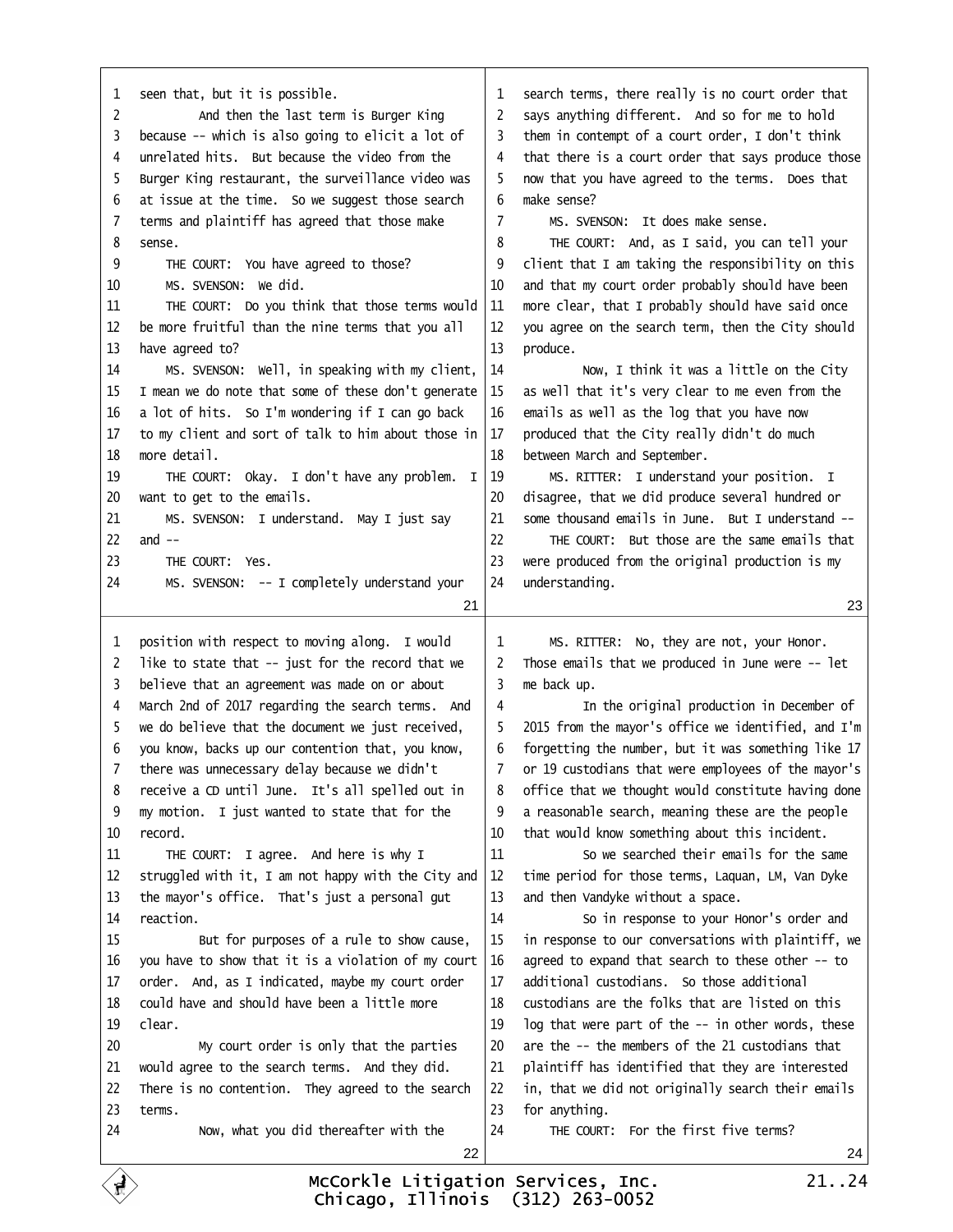seen that, but it is possible.

And then the last term is Burger King because -- which is also going to elicit a lot of unrelated hits. But because the video from the Burger King restaurant, the surveillance video was at issue at the time. So we suggest those search terms and plaintiff has agreed that those make sense.

THE COURT: You have agreed to those?

MS. SVENSON: We did.

THE COURT: Do you think that those terms would be more fruitful than the nine terms that you all have agreed to?

MS. SVENSON: Well, in speaking with my client, I mean we do note that some of these don't generate a lot of hits. So I'm wondering if I can go back to my client and sort of talk to him about those in more detail.

THE COURT: Okay. I don't have any problem. I want to get to the emails.

MS. SVENSON: I understand. May I just say and --

THE COURT: Yes.

MS. SVENSON: -- I completely understand your position with respect to moving along. I would like to state that -- just for the record that we believe that an agreement was made on or about March 2nd of 2017 regarding the search terms. And we do believe that the document we just received, you know, backs up our contention that, you know, there was unnecessary delay because we didn't receive a CD until June. It's all spelled out in my motion. I just wanted to state that for the record.

THE COURT: I agree. And here is why I struggled with it, I am not happy with the City and the mayor's office. That's just a personal gut reaction.

But for purposes of a rule to show cause, you have to show that it is a violation of my court order. And, as I indicated, maybe my court order could have and should have been a little more clear.

My court order is only that the parties would agree to the search terms. And they did. There is no contention. They agreed to the search terms.

Now, what you did thereafter with the search terms, there really is no court order that says anything different. And so for me to hold them in contempt of a court order, I don't think that there is a court order that says produce those now that you have agreed to the terms. Does that make sense?

MS. SVENSON: It does make sense.

THE COURT: And, as I said, you can tell your client that I am taking the responsibility on this and that my court order probably should have been more clear, that I probably should have said once you agree on the search term, then the City should produce.

Now, I think it was a little on the City as well that it's very clear to me even from the emails as well as the log that you have now produced that the City really didn't do much between March and September.

MS. RITTER: I understand your position. I disagree, that we did produce several hundred or some thousand emails in June. But I understand --

THE COURT: But those are the same emails that were produced from the original production is my understanding.

MS. RITTER: No, they are not, your Honor. Those emails that we produced in June were -- let me back up.

In the original production in December of 2015 from the mayor's office we identified, and I'm forgetting the number, but it was something like 17 or 19 custodians that were employees of the mayor's office that we thought would constitute having done a reasonable search, meaning these are the people that would know something about this incident.

So we searched their emails for the same time period for those terms, Laquan, LM, Van Dyke and then Vandyke without a space.

So in response to your Honor's order and in response to our conversations with plaintiff, we agreed to expand that search to these other -- to additional custodians. So those additional custodians are the folks that are listed on this log that were part of the -- in other words, these are the -- the members of the 21 custodians that plaintiff has identified that they are interested in, that we did not originally search their emails for anything.

THE COURT: For the first five terms?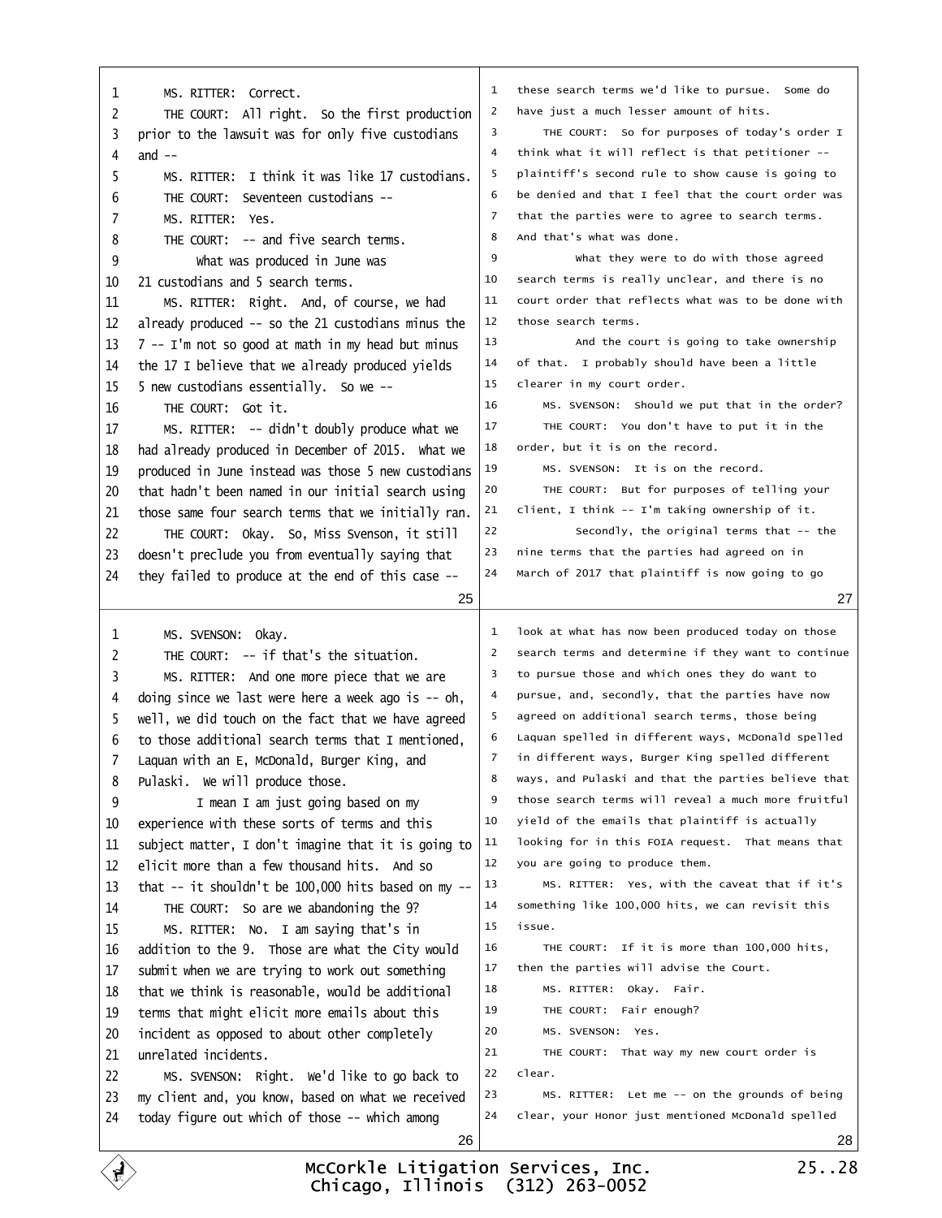MS. RITTER: Correct.

THE COURT: All right. So the first production prior to the lawsuit was for only five custodians and --

MS. RITTER: I think it was like 17 custodians.

THE COURT: Seventeen custodians --

MS. RITTER: Yes.

THE COURT: -- and five search terms.

What was produced in June was 21 custodians and 5 search terms.

MS. RITTER: Right. And, of course, we had already produced -- so the 21 custodians minus the 7 -- I'm not so good at math in my head but minus the 17 I believe that we already produced yields 5 new custodians essentially. So we --

THE COURT: Got it.

MS. RITTER: -- didn't doubly produce what we had already produced in December of 2015. What we produced in June instead was those 5 new custodians that hadn't been named in our initial search using those same four search terms that we initially ran.

THE COURT: Okay. So, Miss Svenson, it still doesn't preclude you from eventually saying that they failed to produce at the end of this case --

MS. SVENSON: Okay.

THE COURT: -- if that's the situation.

MS. RITTER: And one more piece that we are doing since we last were here a week ago is -- oh, well, we did touch on the fact that we have agreed to those additional search terms that I mentioned, Laquan with an E, McDonald, Burger King, and Pulaski. We will produce those.

I mean I am just going based on my experience with these sorts of terms and this subject matter, I don't imagine that it is going to elicit more than a few thousand hits. And so that -- it shouldn't be 100,000 hits based on my --

THE COURT: So are we abandoning the 9?

MS. RITTER: No. I am saying that's in addition to the 9. Those are what the City would submit when we are trying to work out something that we think is reasonable, would be additional terms that might elicit more emails about this incident as opposed to about other completely unrelated incidents.

MS. SVENSON: Right. We'd like to go back to my client and, you know, based on what we received today figure out which of those -- which among these search terms we'd like to pursue. Some do have just a much lesser amount of hits.

THE COURT: So for purposes of today's order I think what it will reflect is that petitioner -- plaintiff's second rule to show cause is going to be denied and that I feel that the court order was that the parties were to agree to search terms. And that's what was done.

What they were to do with those agreed search terms is really unclear, and there is no court order that reflects what was to be done with those search terms.

And the court is going to take ownership of that. I probably should have been a little clearer in my court order.

MS. SVENSON: Should we put that in the order?

THE COURT: You don't have to put it in the order, but it is on the record.

MS. SVENSON: It is on the record.

THE COURT: But for purposes of telling your client, I think -- I'm taking ownership of it.

Secondly, the original terms that -- the nine terms that the parties had agreed on in March of 2017 that plaintiff is now going to go look at what has now been produced today on those search terms and determine if they want to continue to pursue those and which ones they do want to pursue, and, secondly, that the parties have now agreed on additional search terms, those being Laquan spelled in different ways, McDonald spelled in different ways, Burger King spelled different ways, and Pulaski and that the parties believe that those search terms will reveal a much more fruitful yield of the emails that plaintiff is actually looking for in this FOIA request. That means that you are going to produce them.

MS. RITTER: Yes, with the caveat that if it's something like 100,000 hits, we can revisit this issue.

THE COURT: If it is more than 100,000 hits, then the parties will advise the Court.

MS. RITTER: Okay. Fair.

THE COURT: Fair enough?

MS. SVENSON: Yes.

THE COURT: That way my new court order is clear.

MS. RITTER: Let me -- on the grounds of being clear, your Honor just mentioned McDonald spelled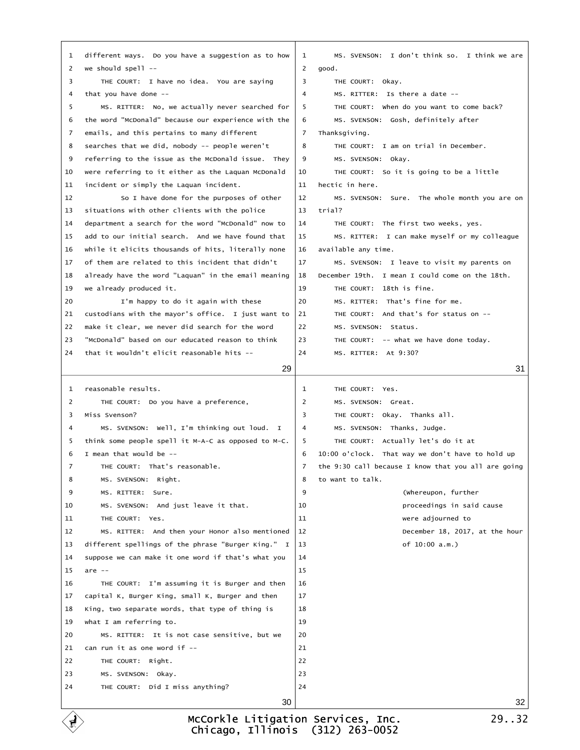different ways. Do you have a suggestion as to how we should spell --

THE COURT: I have no idea. You are saying that you have done --

MS. RITTER: No, we actually never searched for the word "McDonald" because our experience with the emails, and this pertains to many different searches that we did, nobody -- people weren't referring to the issue as the McDonald issue. They were referring to it either as the Laquan McDonald incident or simply the Laquan incident.

So I have done for the purposes of other situations with other clients with the police department a search for the word "McDonald" now to add to our initial search. And we have found that while it elicits thousands of hits, literally none of them are related to this incident that didn't already have the word "Laquan" in the email meaning we already produced it.

I'm happy to do it again with these custodians with the mayor's office. I just want to make it clear, we never did search for the word "McDonald" based on our educated reason to think that it wouldn't elicit reasonable hits -- reasonable results.

THE COURT: Do you have a preference, Miss Svenson?

MS. SVENSON: Well, I'm thinking out loud. I think some people spell it M-A-C as opposed to M-C. I mean that would be --

THE COURT: That's reasonable.

MS. SVENSON: Right.

MS. RITTER: Sure.

MS. SVENSON: And just leave it that.

THE COURT: Yes.

MS. RITTER: And then your Honor also mentioned different spellings of the phrase "Burger King." I suppose we can make it one word if that's what you are --

THE COURT: I'm assuming it is Burger and then capital K, Burger King, small K, Burger and then King, two separate words, that type of thing is what I am referring to.

MS. RITTER: It is not case sensitive, but we can run it as one word if --

THE COURT: Right.

MS. SVENSON: Okay.

THE COURT: Did I miss anything?

MS. SVENSON: I don't think so. I think we are good.

THE COURT: Okay.

MS. RITTER: Is there a date --

THE COURT: When do you want to come back?

MS. SVENSON: Gosh, definitely after Thanksgiving.

THE COURT: I am on trial in December.

MS. SVENSON: Okay.

THE COURT: So it is going to be a little hectic in here.

MS. SVENSON: Sure. The whole month you are on trial?

THE COURT: The first two weeks, yes.

MS. RITTER: I can make myself or my colleague available any time.

MS. SVENSON: I leave to visit my parents on December 19th. I mean I could come on the 18th.

THE COURT: 18th is fine.

MS. RITTER: That's fine for me.

THE COURT: And that's for status on --

MS. SVENSON: Status.

THE COURT: -- what we have done today.

MS. RITTER: At 9:30?

THE COURT: Yes.

MS. SVENSON: Great.

THE COURT: Okay. Thanks all.

MS. SVENSON: Thanks, Judge.

THE COURT: Actually let's do it at 10:00 o'clock. That way we don't have to hold up the 9:30 call because I know that you all are going to want to talk.

(Whereupon, further proceedings in said cause were adjourned to December 18, 2017, at the hour of 10:00 a.m.)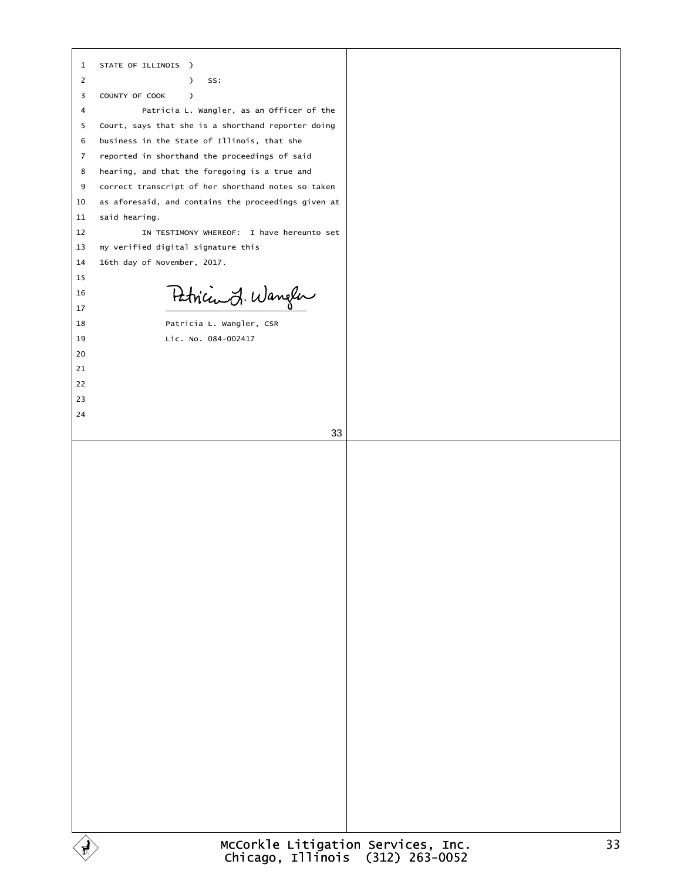STATE OF ILLINOIS )

) SS:

COUNTY OF COOK )

Patricia L. Wangler, as an Officer of the Court, says that she is a shorthand reporter doing business in the State of Illinois, that she reported in shorthand the proceedings of said hearing, and that the foregoing is a true and correct transcript of her shorthand notes so taken as aforesaid, and contains the proceedings given at said hearing.

IN TESTIMONY WHEREOF: I have hereunto set my verified digital signature this 16th day of November, 2017.

Patricia L. Wangler

\_\_\_\_\_\_\_\_\_\_\_\_\_\_\_\_\_\_\_\_\_\_\_\_\_\_\_\_

Patricia L. Wangler, CSR

Lic. No. 084-002417

McCorkle Litigation Services, Inc.
Chicago, Illinois (312) 263-0052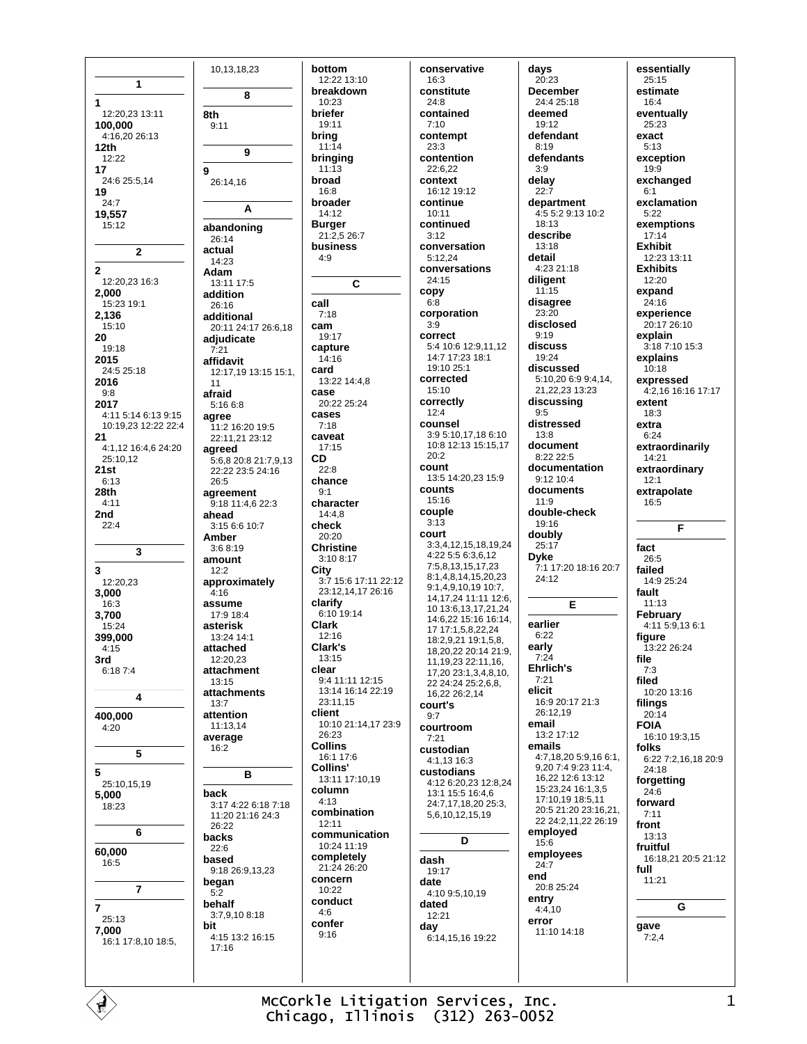## 1

**1**
12:20,23 13:11
**100,000**
4:16,20 26:13
**12th**
12:22
**17**
24:6 25:5,14
**19**
24:7
**19,557**
15:12

## 2

**2**
12:20,23 16:3
**2,000**
15:23 19:1
**2,136**
15:10
**20**
19:18
**2015**
24:5 25:18
**2016**
9:8
**2017**
4:11 5:14 6:13 9:15 10:19,23 12:22 22:4
**21**
4:1,12 16:4,6 24:20 25:10,12
**21st**
6:13
**28th**
4:11
**2nd**
22:4

## 3

**3**
12:20,23
**3,000**
16:3
**3,700**
15:24
**399,000**
4:15
**3rd**
6:18 7:4

## 4

**400,000**
4:20

## 5

**5**
25:10,15,19
**5,000**
18:23

## 6

**60,000**
16:5

## 7

**7**
25:13
**7,000**
16:1 17:8,10 18:5, 10,13,18,23

## 8

**8th**
9:11

## 9

**9**
26:14,16

## A

**abandoning**
26:14
**actual**
14:23
**Adam**
13:11 17:5
**addition**
26:16
**additional**
20:11 24:17 26:6,18
**adjudicate**
7:21
**affidavit**
12:17,19 13:15 15:1, 11
**afraid**
5:16 6:8
**agree**
11:2 16:20 19:5 22:11,21 23:12
**agreed**
5:6,8 20:8 21:7,9,13 22:22 23:5 24:16 26:5
**agreement**
9:18 11:4,6 22:3
**ahead**
3:15 6:6 10:7
**Amber**
3:6 8:19
**amount**
12:2
**approximately**
4:16
**assume**
17:9 18:4
**asterisk**
13:24 14:1
**attached**
12:20,23
**attachment**
13:15
**attachments**
13:7
**attention**
11:13,14
**average**
16:2

## B

**back**
3:17 4:22 6:18 7:18 11:20 21:16 24:3 26:22
**backs**
22:6
**based**
9:18 26:9,13,23
**began**
5:2
**behalf**
3:7,9,10 8:18
**bit**
4:15 13:2 16:15 17:16
**bottom**
12:22 13:10
**breakdown**
10:23
**briefer**
19:11
**bring**
11:14
**bringing**
11:13
**broad**
16:8
**broader**
14:12
**Burger**
21:2,5 26:7
**business**
4:9

## C

**call**
7:18
**cam**
19:17
**capture**
14:16
**card**
13:22 14:4,8
**case**
20:22 25:24
**cases**
7:18
**caveat**
17:15
**CD**
22:8
**chance**
9:1
**character**
14:4,8
**check**
20:20
**Christine**
3:10 8:17
**City**
3:7 15:6 17:11 22:12 23:12,14,17 26:16
**clarify**
6:10 19:14
**Clark**
12:16
**Clark's**
13:15
**clear**
9:4 11:11 12:15 13:14 16:14 22:19 23:11,15
**client**
10:10 21:14,17 23:9 26:23
**Collins**
16:1 17:6
**Collins'**
13:11 17:10,19
**column**
4:13
**combination**
12:11
**communication**
10:24 11:19
**completely**
21:24 26:20
**concern**
10:22
**conduct**
4:6
**confer**
9:16
**conservative**
16:3
**constitute**
24:8
**contained**
7:10
**contempt**
23:3
**contention**
22:6,22
**context**
16:12 19:12
**continue**
10:11
**continued**
3:12
**conversation**
5:12,24
**conversations**
24:15
**copy**
6:8
**corporation**
3:9
**correct**
5:4 10:6 12:9,11,12 14:7 17:23 18:1 19:10 25:1
**corrected**
15:10
**correctly**
12:4
**counsel**
3:9 5:10,17,18 6:10 10:8 12:13 15:15,17 20:2
**count**
13:5 14:20,23 15:9
**counts**
15:16
**couple**
3:13
**court**
3:3,4,12,15,18,19,24 4:22 5:5 6:3,6,12 7:5,8,13,15,17,23 8:1,4,8,14,15,20,23 9:1,4,9,10,19 10:7, 14,17,24 11:11 12:6, 10 13:6,13,17,21,24 14:6,22 15:16 16:14, 17 17:1,5,8,22,24 18:2,9,21 19:1,5,8, 18,20,22 20:14 21:9, 11,19,23 22:11,16, 17,20 23:1,3,4,8,10, 22 24:24 25:2,6,8, 16,22 26:2,14
**court's**
9:7
**courtroom**
7:21
**custodian**
4:1,13 16:3
**custodians**
4:12 6:20,23 12:8,24 13:1 15:5 16:4,6 24:7,17,18,20 25:3, 5,6,10,12,15,19

## D

**dash**
19:17
**date**
4:10 9:5,10,19
**dated**
12:21
**day**
6:14,15,16 19:22
**days**
20:23
**December**
24:4 25:18
**deemed**
19:12
**defendant**
8:19
**defendants**
3:9
**delay**
22:7
**department**
4:5 5:2 9:13 10:2 18:13
**describe**
13:18
**detail**
4:23 21:18
**diligent**
11:15
**disagree**
23:20
**disclosed**
9:19
**discuss**
19:24
**discussed**
5:10,20 6:9 9:4,14, 21,22,23 13:23
**discussing**
9:5
**distressed**
13:8
**document**
8:22 22:5
**documentation**
9:12 10:4
**documents**
11:9
**double-check**
19:16
**doubly**
25:17
**Dyke**
7:1 17:20 18:16 20:7 24:12

## E

**earlier**
6:22
**early**
7:24
**Ehrlich's**
7:21
**elicit**
16:9 20:17 21:3 26:12,19
**email**
13:2 17:12
**emails**
4:7,18,20 5:9,16 6:1, 9,20 7:4 9:23 11:4, 16,22 12:6 13:12 15:23,24 16:1,3,5 17:10,19 18:5,11 20:5 21:20 23:16,21, 22 24:2,11,22 26:19
**employed**
15:6
**employees**
24:7
**end**
20:8 25:24
**entry**
4:4,10
**error**
11:10 14:18
**essentially**
25:15
**estimate**
16:4
**eventually**
25:23
**exact**
5:13
**exception**
19:9
**exchanged**
6:1
**exclamation**
5:22
**exemptions**
17:14
**Exhibit**
12:23 13:11
**Exhibits**
12:20
**expand**
24:16
**experience**
20:17 26:10
**explain**
3:18 7:10 15:3
**explains**
10:18
**expressed**
4:2,16 16:16 17:17
**extent**
18:3
**extra**
6:24
**extraordinarily**
14:21
**extraordinary**
12:1
**extrapolate**
16:5

## F

**fact**
26:5
**failed**
14:9 25:24
**fault**
11:13
**February**
4:11 5:9,13 6:1
**figure**
13:22 26:24
**file**
7:3
**filed**
10:20 13:16
**filings**
20:14
**FOIA**
16:10 19:3,15
**folks**
6:22 7:2,16,18 20:9 24:18
**forgetting**
24:6
**forward**
7:11
**front**
13:13
**fruitful**
16:18,21 20:5 21:12
**full**
11:21

## G

**gave**
7:2,4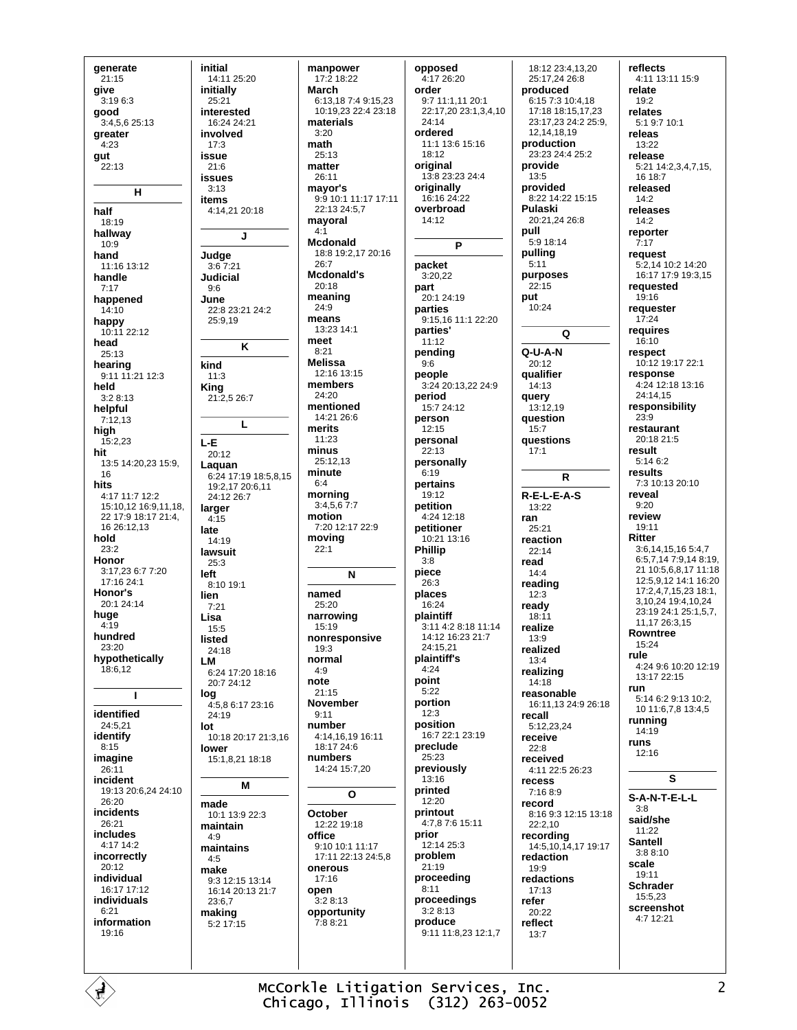**generate**
21:15
**give**
3:19 6:3
**good**
3:4,5,6 25:13
**greater**
4:23
**gut**
22:13

## H

**half**
18:19
**hallway**
10:9
**hand**
11:16 13:12
**handle**
7:17
**happened**
14:10
**happy**
10:11 22:12
**head**
25:13
**hearing**
9:11 11:21 12:3
**held**
3:2 8:13
**helpful**
7:12,13
**high**
15:2,23
**hit**
13:5 14:20,23 15:9, 16
**hits**
4:17 11:7 12:2 15:10,12 16:9,11,18, 22 17:9 18:17 21:4, 16 26:12,13
**hold**
23:2
**Honor**
3:17,23 6:7 7:20 17:16 24:1
**Honor's**
20:1 24:14
**huge**
4:19
**hundred**
23:20
**hypothetically**
18:6,12

## I

**identified**
24:5,21
**identify**
8:15
**imagine**
26:11
**incident**
19:13 20:6,24 24:10 26:20
**incidents**
26:21
**includes**
4:17 14:2
**incorrectly**
20:12
**individual**
16:17 17:12
**individuals**
6:21
**information**
19:16
**initial**
14:11 25:20
**initially**
25:21
**interested**
16:24 24:21
**involved**
17:3
**issue**
21:6
**issues**
3:13
**items**
4:14,21 20:18

## J

**Judge**
3:6 7:21
**Judicial**
9:6
**June**
22:8 23:21 24:2 25:9,19

## K

**kind**
11:3
**King**
21:2,5 26:7

## L

**L-E**
20:12
**Laquan**
6:24 17:19 18:5,8,15 19:2,17 20:6,11 24:12 26:7
**larger**
4:15
**late**
14:19
**lawsuit**
25:3
**left**
8:10 19:1
**lien**
7:21
**Lisa**
15:5
**listed**
24:18
**LM**
6:24 17:20 18:16 20:7 24:12
**log**
4:5,8 6:17 23:16 24:19
**lot**
10:18 20:17 21:3,16
**lower**
15:1,8,21 18:18

## M

**made**
10:1 13:9 22:3
**maintain**
4:9
**maintains**
4:5
**make**
9:3 12:15 13:14 16:14 20:13 21:7 23:6,7
**making**
5:2 17:15
**manpower**
17:2 18:22
**March**
6:13,18 7:4 9:15,23 10:19,23 22:4 23:18
**materials**
3:20
**math**
25:13
**matter**
26:11
**mayor's**
9:9 10:1 11:17 17:11 22:13 24:5,7
**mayoral**
4:1
**Mcdonald**
18:8 19:2,17 20:16 26:7
**Mcdonald's**
20:18
**meaning**
24:9
**means**
13:23 14:1
**meet**
8:21
**Melissa**
12:16 13:15
**members**
24:20
**mentioned**
14:21 26:6
**merits**
11:23
**minus**
25:12,13
**minute**
6:4
**morning**
3:4,5,6 7:7
**motion**
7:20 12:17 22:9
**moving**
22:1

## N

**named**
25:20
**narrowing**
15:19
**nonresponsive**
19:3
**normal**
4:9
**note**
21:15
**November**
9:11
**number**
4:14,16,19 16:11 18:17 24:6
**numbers**
14:24 15:7,20

## O

**October**
12:22 19:18
**office**
9:10 10:1 11:17 17:11 22:13 24:5,8
**onerous**
17:16
**open**
3:2 8:13
**opportunity**
7:8 8:21
**opposed**
4:17 26:20
**order**
9:7 11:1,11 20:1 22:17,20 23:1,3,4,10 24:14
**ordered**
11:1 13:6 15:16 18:12
**original**
13:8 23:23 24:4
**originally**
16:16 24:22
**overbroad**
14:12

## P

**packet**
3:20,22
**part**
20:1 24:19
**parties**
9:15,16 11:1 22:20
**parties'**
11:12
**pending**
9:6
**people**
3:24 20:13,22 24:9
**period**
15:7 24:12
**person**
12:15
**personal**
22:13
**personally**
6:19
**pertains**
19:12
**petition**
4:24 12:18
**petitioner**
10:21 13:16
**Phillip**
3:8
**piece**
26:3
**places**
16:24
**plaintiff**
3:11 4:2 8:18 11:14 14:12 16:23 21:7 24:15,21
**plaintiff's**
4:24
**point**
5:22
**portion**
12:3
**position**
16:7 22:1 23:19
**preclude**
25:23
**previously**
13:16
**printed**
12:20
**printout**
4:7,8 7:6 15:11
**prior**
12:14 25:3
**problem**
21:19
**proceeding**
8:11
**proceedings**
3:2 8:13
**produce**
9:11 11:8,23 12:1,7 18:12 23:4,13,20 25:17,24 26:8
**produced**
6:15 7:3 10:4,18 17:18 18:15,17,23 23:17,23 24:2 25:9, 12,14,18,19
**production**
23:23 24:4 25:2
**provide**
13:5
**provided**
8:22 14:22 15:15
**Pulaski**
20:21,24 26:8
**pull**
5:9 18:14
**pulling**
5:11
**purposes**
22:15
**put**
10:24

## Q

**Q-U-A-N**
20:12
**qualifier**
14:13
**query**
13:12,19
**question**
15:7
**questions**
17:1

## R

**R-E-L-E-A-S**
13:22
**ran**
25:21
**reaction**
22:14
**read**
14:4
**reading**
12:3
**ready**
18:11
**realize**
13:9
**realized**
13:4
**realizing**
14:18
**reasonable**
16:11,13 24:9 26:18
**recall**
5:12,23,24
**receive**
22:8
**received**
4:11 22:5 26:23
**recess**
7:16 8:9
**record**
8:16 9:3 12:15 13:18 22:2,10
**recording**
14:5,10,14,17 19:17
**redaction**
19:9
**redactions**
17:13
**refer**
20:22
**reflect**
13:7
**reflects**
4:11 13:11 15:9
**relate**
19:2
**relates**
5:1 9:7 10:1
**releas**
13:22
**release**
5:21 14:2,3,4,7,15, 16 18:7
**released**
14:2
**releases**
14:2
**reporter**
7:17
**request**
5:2,14 10:2 14:20 16:17 17:9 19:3,15
**requested**
19:16
**requester**
17:24
**requires**
16:10
**respect**
10:12 19:17 22:1
**response**
4:24 12:18 13:16 24:14,15
**responsibility**
23:9
**restaurant**
20:18 21:5
**result**
5:14 6:2
**results**
7:3 10:13 20:10
**reveal**
9:20
**review**
19:11
**Ritter**
3:6,14,15,16 5:4,7 6:5,7,14 7:9,14 8:19, 21 10:5,6,8,17 11:18 12:5,9,12 14:1 16:20 17:2,4,7,15,23 18:1, 3,10,24 19:4,10,24 23:19 24:1 25:1,5,7, 11,17 26:3,15
**Rowntree**
15:24
**rule**
4:24 9:6 10:20 12:19 13:17 22:15
**run**
5:14 6:2 9:13 10:2, 10 11:6,7,8 13:4,5
**running**
14:19
**runs**
12:16

## S

**S-A-N-T-E-L-L**
3:8
**said/she**
11:22
**Santell**
3:8 8:10
**scale**
19:11
**Schrader**
15:5,23
**screenshot**
4:7 12:21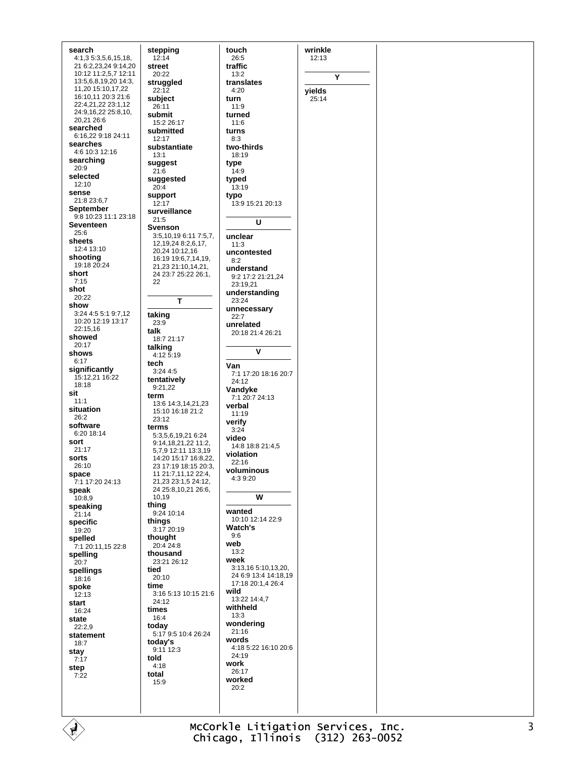**search**
4:1,3 5:3,5,6,15,18,
21 6:2,23,24 9:14,20
10:12 11:2,5,7 12:11
13:5,6,8,19,20 14:3,
11,20 15:10,17,22
16:10,11 20:3 21:6
22:4,21,22 23:1,12
24:9,16,22 25:8,10,
20,21 26:6

**searched**
6:16,22 9:18 24:11

**searches**
4:6 10:3 12:16

**searching**
20:9

**selected**
12:10

**sense**
21:8 23:6,7

**September**
9:8 10:23 11:1 23:18

**Seventeen**
25:6

**sheets**
12:4 13:10

**shooting**
19:18 20:24

**short**
7:15

**shot**
20:22

**show**
3:24 4:5 5:1 9:7,12
10:20 12:19 13:17
22:15,16

**showed**
20:17

**shows**
6:17

**significantly**
15:12,21 16:22
18:18

**sit**
11:1

**situation**
26:2

**software**
6:20 18:14

**sort**
21:17

**sorts**
26:10

**space**
7:1 17:20 24:13

**speak**
10:8,9

**speaking**
21:14

**specific**
19:20

**spelled**
7:1 20:11,15 22:8

**spelling**
20:7

**spellings**
18:16

**spoke**
12:13

**start**
16:24

**state**
22:2,9

**statement**
18:7

**stay**
7:17

**step**
7:22

**stepping**
12:14

**street**
20:22

**struggled**
22:12

**subject**
26:11

**submit**
15:2 26:17

**submitted**
12:17

**substantiate**
13:1

**suggest**
21:6

**suggested**
20:4

**support**
12:17

**surveillance**
21:5

**Svenson**
3:5,10,19 6:11 7:5,7,
12,19,24 8:2,6,17,
20,24 10:12,16
16:19 19:6,7,14,19,
21,23 21:10,14,21,
24 23:7 25:22 26:1,
22

**T**

**taking**
23:9

**talk**
18:7 21:17

**talking**
4:12 5:19

**tech**
3:24 4:5

**tentatively**
9:21,22

**term**
13:6 14:3,14,21,23
15:10 16:18 21:2
23:12

**terms**
5:3,5,6,19,21 6:24
9:14,18,21,22 11:2,
5,7,9 12:11 13:3,19
14:20 15:17 16:8,22,
23 17:19 18:15 20:3,
11 21:7,11,12 22:4,
21,23 23:1,5 24:12,
24 25:8,10,21 26:6,
10,19

**thing**
9:24 10:14

**things**
3:17 20:19

**thought**
20:4 24:8

**thousand**
23:21 26:12

**tied**
20:10

**time**
3:16 5:13 10:15 21:6
24:12

**times**
16:4

**today**
5:17 9:5 10:4 26:24

**today's**
9:11 12:3

**told**
4:18

**total**
15:9

**touch**
26:5

**traffic**
13:2

**translates**
4:20

**turn**
11:9

**turned**
11:6

**turns**
8:3

**two-thirds**
18:19

**type**
14:9

**typed**
13:19

**typo**
13:9 15:21 20:13

**U**

**unclear**
11:3

**uncontested**
8:2

**understand**
9:2 17:2 21:21,24
23:19,21

**understanding**
23:24

**unnecessary**
22:7

**unrelated**
20:18 21:4 26:21

**V**

**Van**
7:1 17:20 18:16 20:7
24:12

**Vandyke**
7:1 20:7 24:13

**verbal**
11:19

**verify**
3:24

**video**
14:8 18:8 21:4,5

**violation**
22:16

**voluminous**
4:3 9:20

**W**

**wanted**
10:10 12:14 22:9

**Watch's**
9:6

**web**
13:2

**week**
3:13,16 5:10,13,20,
24 6:9 13:4 14:18,19
17:18 20:1,4 26:4

**wild**
13:22 14:4,7

**withheld**
13:3

**wondering**
21:16

**words**
4:18 5:22 16:10 20:6
24:19

**work**
26:17

**worked**
20:2

**wrinkle**
12:13

**Y**

**yields**
25:14

McCorkle Litigation Services, Inc.
Chicago, Illinois (312) 263-0052